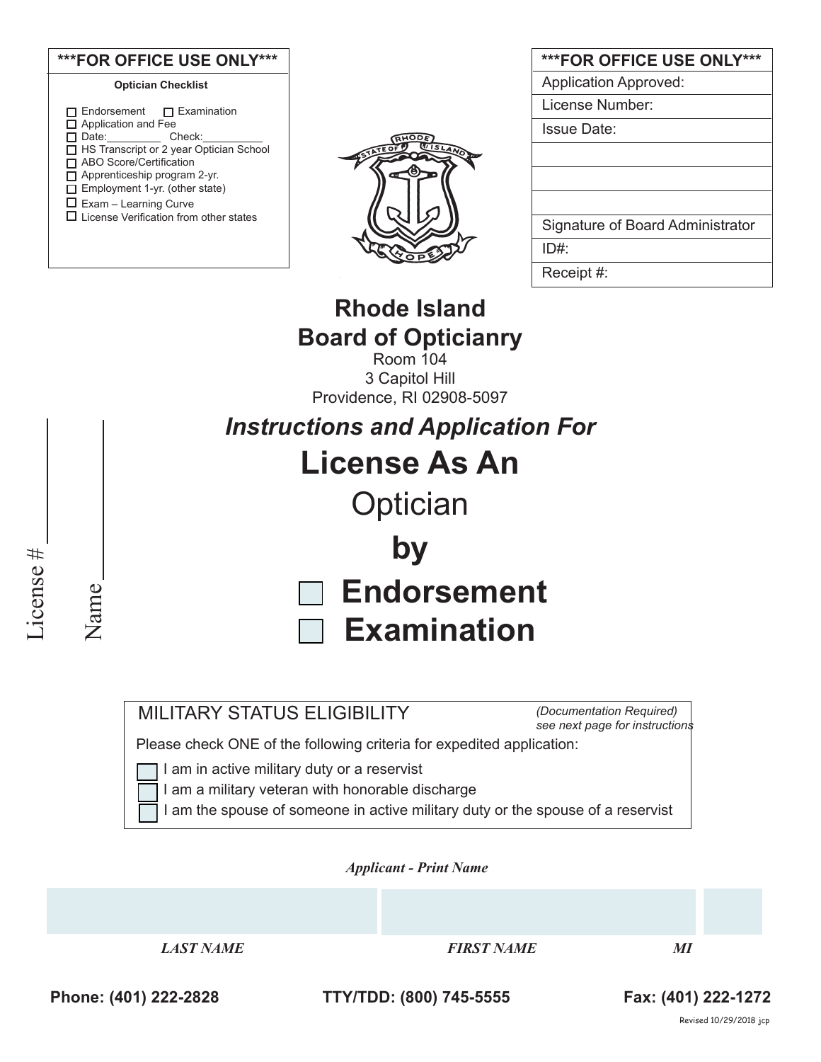| ***FOR OFFICE USE ONLY*** |
|---|
| **Optician Checklist** |
| ☐ Endorsement ☐ Examination |
| ☐ Application and Fee |
| ☐ Date:_________ Check:__________ |
| ☐ HS Transcript or 2 year Optician School |
| ☐ ABO Score/Certification |
| ☐ Apprenticeship program 2-yr. |
| ☐ Employment 1-yr. (other state) |
| ☐ Exam – Learning Curve |
| ☐ License Verification from other states |

| ***FOR OFFICE USE ONLY*** |
|---|
| Application Approved: |
| License Number: |
| Issue Date: |
| |
| |
| |
| Signature of Board Administrator |
| ID#: |
| Receipt #: |

# Rhode Island
# Board of Opticianry

Room 104
3 Capitol Hill
Providence, RI 02908-5097

### *Instructions and Application For*

# License As An
# Optician
# by

☐ **Endorsement**
☐ **Examination**

License # ____________

Name ____________

| MILITARY STATUS ELIGIBILITY | *(Documentation Required) see next page for instructions* |
|---|---|

Please check ONE of the following criteria for expedited application:

☐ I am in active military duty or a reservist
☐ I am a military veteran with honorable discharge
☐ I am the spouse of someone in active military duty or the spouse of a reservist

***Applicant - Print Name***

| | | |
|---|---|---|
| ***LAST NAME*** | ***FIRST NAME*** | ***MI*** |

**Phone: (401) 222-2828** **TTY/TDD: (800) 745-5555** **Fax: (401) 222-1272**

Revised 10/29/2018 jcp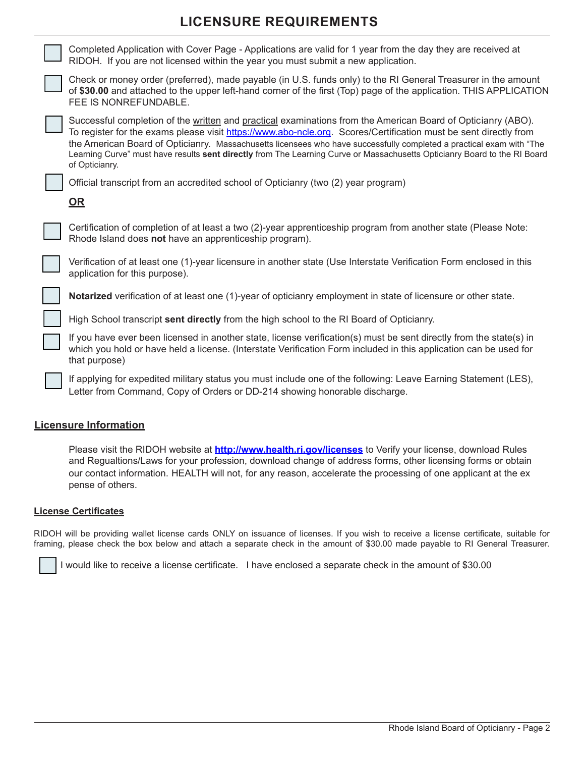# LICENSURE REQUIREMENTS

- [ ] Completed Application with Cover Page - Applications are valid for 1 year from the day they are received at RIDOH. If you are not licensed within the year you must submit a new application.
- [ ] Check or money order (preferred), made payable (in U.S. funds only) to the RI General Treasurer in the amount of **$30.00** and attached to the upper left-hand corner of the first (Top) page of the application. THIS APPLICATION FEE IS NONREFUNDABLE.
- [ ] Successful completion of the written and practical examinations from the American Board of Opticianry (ABO). To register for the exams please visit [https://www.abo-ncle.org](https://www.abo-ncle.org). Scores/Certification must be sent directly from the American Board of Opticianry. Massachusetts licensees who have successfully completed a practical exam with "The Learning Curve" must have results **sent directly** from The Learning Curve or Massachusetts Opticianry Board to the RI Board of Opticianry.
- [ ] Official transcript from an accredited school of Opticianry (two (2) year program)

**OR**

- [ ] Certification of completion of at least a two (2)-year apprenticeship program from another state (Please Note: Rhode Island does **not** have an apprenticeship program).
- [ ] Verification of at least one (1)-year licensure in another state (Use Interstate Verification Form enclosed in this application for this purpose).
- [ ] **Notarized** verification of at least one (1)-year of opticianry employment in state of licensure or other state.
- [ ] High School transcript **sent directly** from the high school to the RI Board of Opticianry.
- [ ] If you have ever been licensed in another state, license verification(s) must be sent directly from the state(s) in which you hold or have held a license. (Interstate Verification Form included in this application can be used for that purpose)
- [ ] If applying for expedited military status you must include one of the following: Leave Earning Statement (LES), Letter from Command, Copy of Orders or DD-214 showing honorable discharge.

## Licensure Information

Please visit the RIDOH website at **[http://www.health.ri.gov/licenses](http://www.health.ri.gov/licenses)** to Verify your license, download Rules and Regualtions/Laws for your profession, download change of address forms, other licensing forms or obtain our contact information. HEALTH will not, for any reason, accelerate the processing of one applicant at the ex pense of others.

## License Certificates

RIDOH will be providing wallet license cards ONLY on issuance of licenses. If you wish to receive a license certificate, suitable for framing, please check the box below and attach a separate check in the amount of $30.00 made payable to RI General Treasurer.

- [ ] I would like to receive a license certificate. I have enclosed a separate check in the amount of $30.00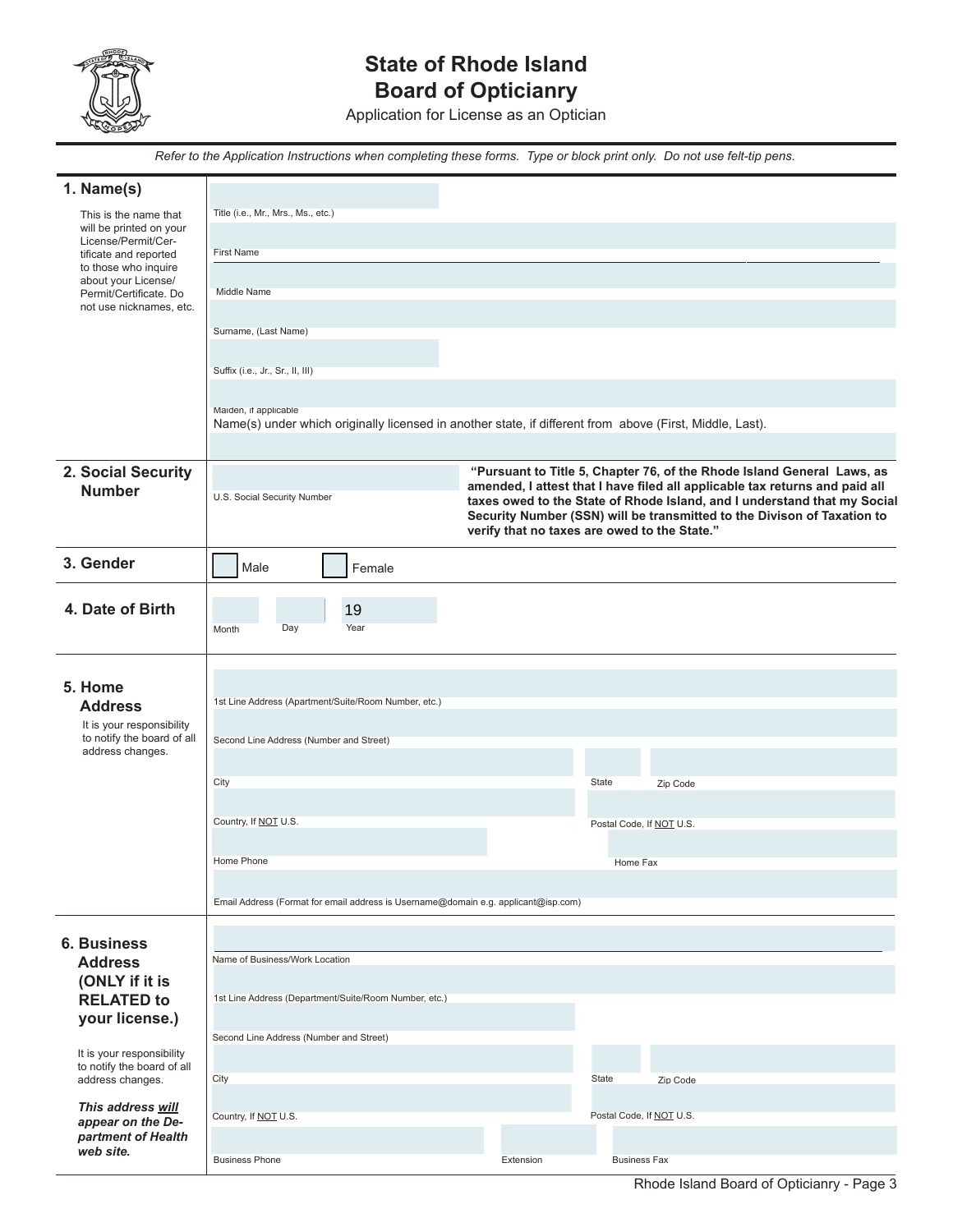# State of Rhode Island
## Board of Opticianry

Application for License as an Optician

*Refer to the Application Instructions when completing these forms. Type or block print only. Do not use felt-tip pens.*

### 1. Name(s)

This is the name that will be printed on your License/Permit/Certificate and reported to those who inquire about your License/Permit/Certificate. Do not use nicknames, etc.

Title (i.e., Mr., Mrs., Ms., etc.)

First Name

Middle Name

Surname, (Last Name)

Suffix (i.e., Jr., Sr., II, III)

Maiden, if applicable

Name(s) under which originally licensed in another state, if different from above (First, Middle, Last).

### 2. Social Security Number

U.S. Social Security Number

**"Pursuant to Title 5, Chapter 76, of the Rhode Island General Laws, as amended, I attest that I have filed all applicable tax returns and paid all taxes owed to the State of Rhode Island, and I understand that my Social Security Number (SSN) will be transmitted to the Divison of Taxation to verify that no taxes are owed to the State."**

### 3. Gender

☐ Male ☐ Female

### 4. Date of Birth

Month Day Year 19

### 5. Home Address

It is your responsibility to notify the board of all address changes.

1st Line Address (Apartment/Suite/Room Number, etc.)

Second Line Address (Number and Street)

City State Zip Code

Country, If NOT U.S. Postal Code, If NOT U.S.

Home Phone Home Fax

Email Address (Format for email address is Username@domain e.g. applicant@isp.com)

### 6. Business Address (ONLY if it is RELATED to your license.)

It is your responsibility to notify the board of all address changes.

***This address will appear on the Department of Health web site.***

Name of Business/Work Location

1st Line Address (Department/Suite/Room Number, etc.)

Second Line Address (Number and Street)

City State Zip Code

Country, If NOT U.S. Postal Code, If NOT U.S.

Business Phone Extension Business Fax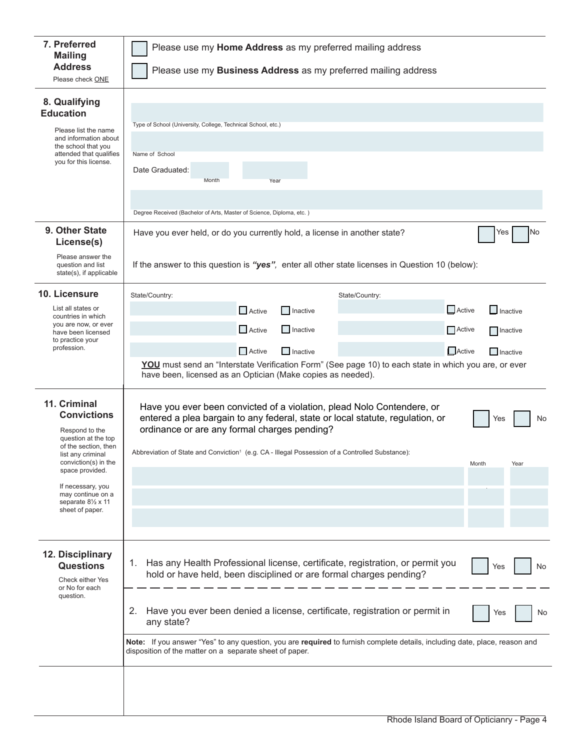## 7. Preferred Mailing Address

Please check ONE

☐ Please use my **Home Address** as my preferred mailing address

☐ Please use my **Business Address** as my preferred mailing address

## 8. Qualifying Education

Please list the name and information about the school that you attended that qualifies you for this license.

Type of School (University, College, Technical School, etc.)

Name of School

Date Graduated: Month Year

Degree Received (Bachelor of Arts, Master of Science, Diploma, etc. )

## 9. Other State License(s)

Please answer the question and list state(s), if applicable

Have you ever held, or do you currently hold, a license in another state? ☐ Yes ☐ No

If the answer to this question is ***"yes"***, enter all other state licenses in Question 10 (below):

## 10. Licensure

List all states or countries in which you are now, or ever have been licensed to practice your profession.

| State/Country: | | | State/Country: | | |
|---|---|---|---|---|---|
| | ☐ Active | ☐ Inactive | | ☐ Active | ☐ Inactive |
| | ☐ Active | ☐ Inactive | | ☐ Active | ☐ Inactive |
| | ☐ Active | ☐ Inactive | | ☐ Active | ☐ Inactive |

**YOU** must send an "Interstate Verification Form" (See page 10) to each state in which you are, or ever have been, licensed as an Optician (Make copies as needed).

## 11. Criminal Convictions

Respond to the question at the top of the section, then list any criminal conviction(s) in the space provided.

If necessary, you may continue on a separate 8½ x 11 sheet of paper.

Have you ever been convicted of a violation, plead Nolo Contendere, or entered a plea bargain to any federal, state or local statute, regulation, or ordinance or are any formal charges pending? ☐ Yes ☐ No

| Abbreviation of State and Conviction[1] (e.g. CA - Illegal Possession of a Controlled Substance): | Month | Year |
|---|---|---|
| | | |
| | | |
| | | |

## 12. Disciplinary Questions

Check either Yes or No for each question.

1. Has any Health Professional license, certificate, registration, or permit you hold or have held, been disciplined or are formal charges pending? ☐ Yes ☐ No

2. Have you ever been denied a license, certificate, registration or permit in any state? ☐ Yes ☐ No

**Note:** If you answer "Yes" to any question, you are **required** to furnish complete details, including date, place, reason and disposition of the matter on a separate sheet of paper.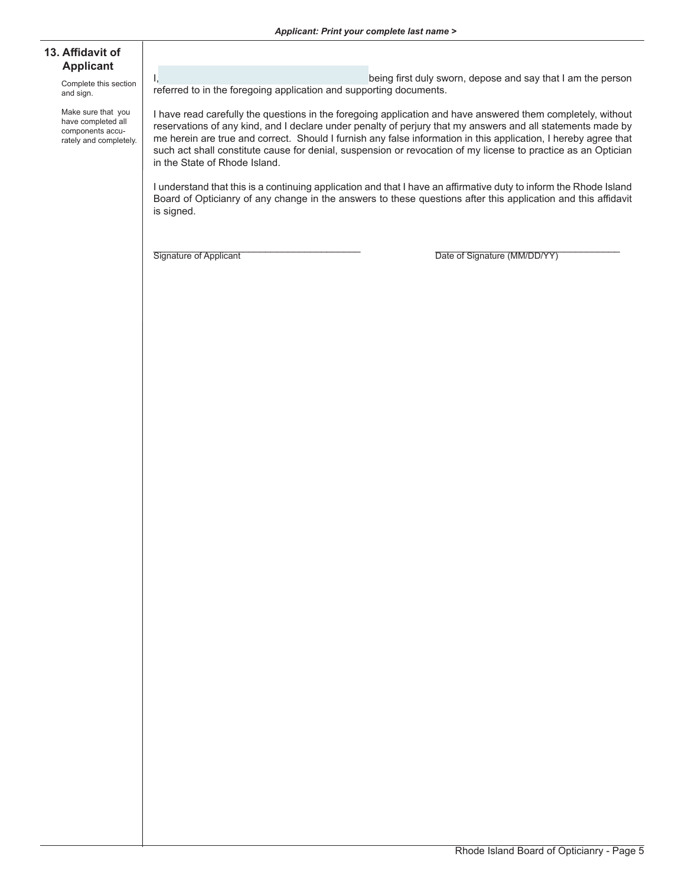*Applicant: Print your complete last name >*

## 13. Affidavit of Applicant

Complete this section and sign.

Make sure that you have completed all components accurately and completely.

I, ______________________________ being first duly sworn, depose and say that I am the person referred to in the foregoing application and supporting documents.

I have read carefully the questions in the foregoing application and have answered them completely, without reservations of any kind, and I declare under penalty of perjury that my answers and all statements made by me herein are true and correct. Should I furnish any false information in this application, I hereby agree that such act shall constitute cause for denial, suspension or revocation of my license to practice as an Optician in the State of Rhode Island.

I understand that this is a continuing application and that I have an affirmative duty to inform the Rhode Island Board of Opticianry of any change in the answers to these questions after this application and this affidavit is signed.

______________________________  
Signature of Applicant

______________________________  
Date of Signature (MM/DD/YY)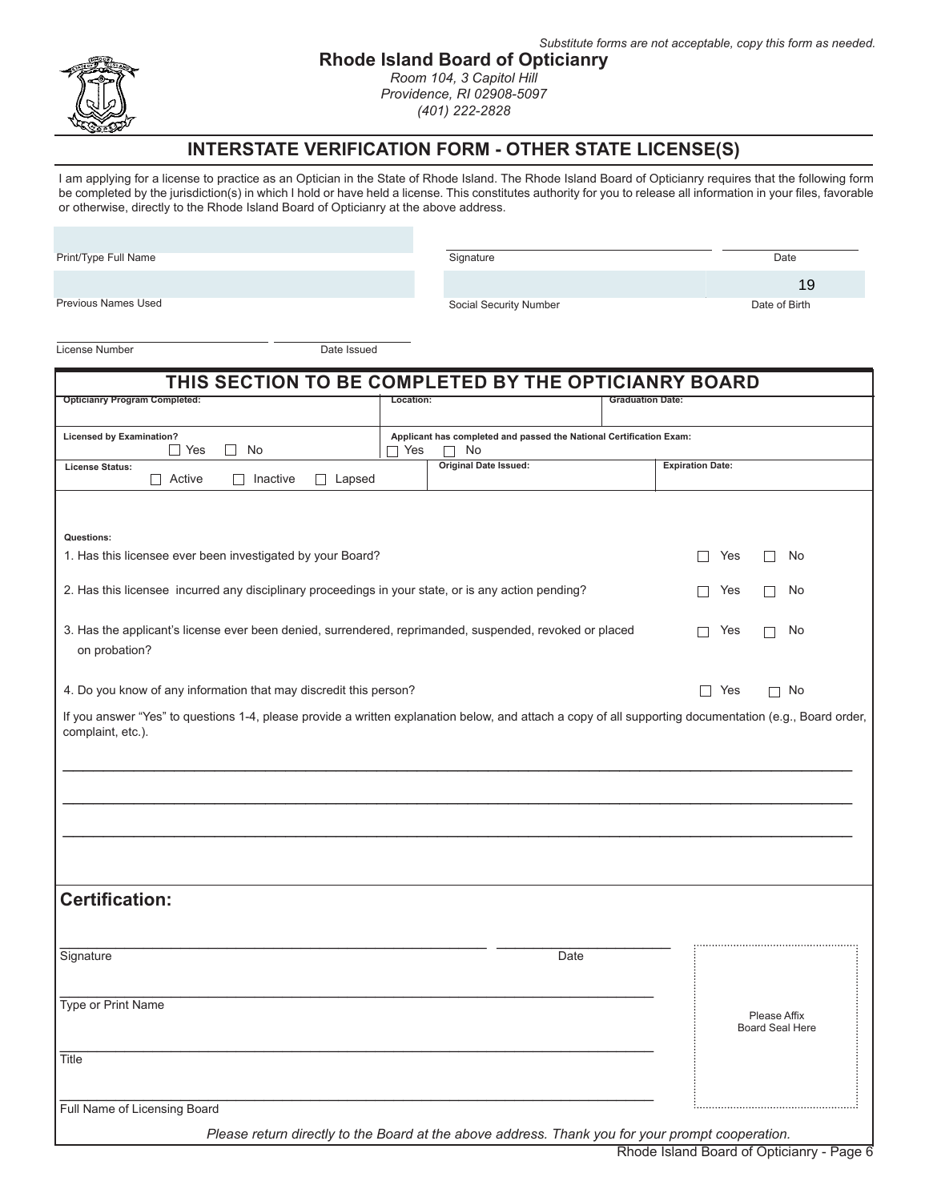*Substitute forms are not acceptable, copy this form as needed.*

**Rhode Island Board of Opticianry**
*Room 104, 3 Capitol Hill*
*Providence, RI 02908-5097*
*(401) 222-2828*

## INTERSTATE VERIFICATION FORM - OTHER STATE LICENSE(S)

I am applying for a license to practice as an Optician in the State of Rhode Island. The Rhode Island Board of Opticianry requires that the following form be completed by the jurisdiction(s) in which I hold or have held a license. This constitutes authority for you to release all information in your files, favorable or otherwise, directly to the Rhode Island Board of Opticianry at the above address.

Print/Type Full Name ______________________ Signature ______________________ Date __________

Previous Names Used ______________________ Social Security Number ______________________ Date of Birth 19____

License Number ______________________ Date Issued __________

## THIS SECTION TO BE COMPLETED BY THE OPTICIANRY BOARD

| | | |
|---|---|---|
| **Opticianry Program Completed:** | **Location:** | **Graduation Date:** |
| **Licensed by Examination?** ☐ Yes ☐ No | **Applicant has completed and passed the National Certification Exam:** ☐ Yes ☐ No | |
| **License Status:** ☐ Active ☐ Inactive ☐ Lapsed | **Original Date Issued:** | **Expiration Date:** |

**Questions:**

1. Has this licensee ever been investigated by your Board? ☐ Yes ☐ No
2. Has this licensee incurred any disciplinary proceedings in your state, or is any action pending? ☐ Yes ☐ No
3. Has the applicant's license ever been denied, surrendered, reprimanded, suspended, revoked or placed on probation? ☐ Yes ☐ No
4. Do you know of any information that may discredit this person? ☐ Yes ☐ No

If you answer "Yes" to questions 1-4, please provide a written explanation below, and attach a copy of all supporting documentation (e.g., Board order, complaint, etc.).

______________________________________________________________________

______________________________________________________________________

______________________________________________________________________

### Certification:

Signature ______________________________ Date ______________

Type or Print Name ______________________________

Title ______________________________

Full Name of Licensing Board ______________________________

Please Affix Board Seal Here

*Please return directly to the Board at the above address. Thank you for your prompt cooperation.*